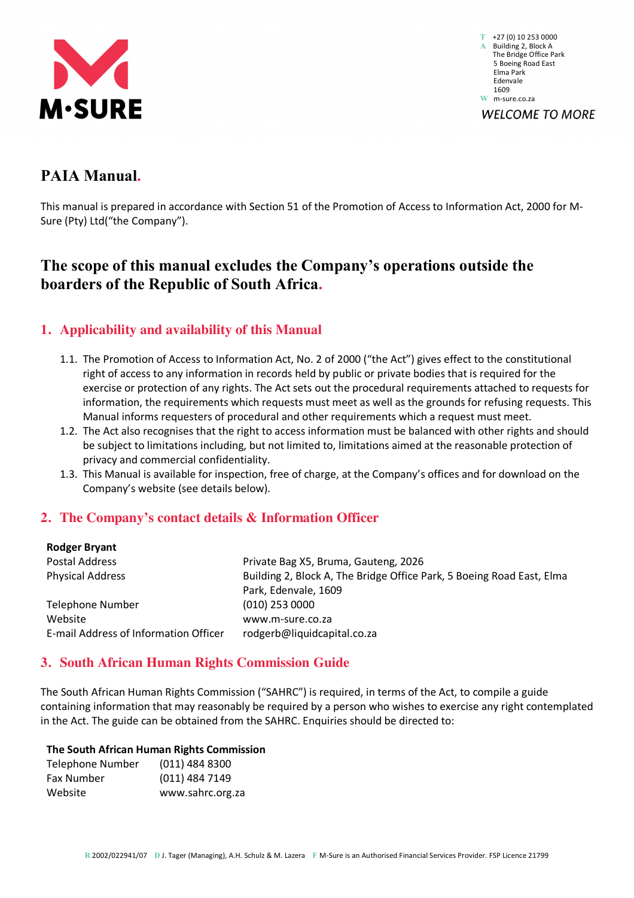# PAIA Manual.

This manual is prepared in accordance with Section 51 of the Promotion of Access to Information Act, 2000 for M-Sure (Pty) Ltd("the Company").

## The scope of this manual excludes the Company's operations outside the boarders of the Republic of South Africa.

## 1. Applicability and availability of this Manual

1.1. The Promotion of Access to Information Act, No. 2 of 2000 ("the Act") gives effect to the constitutional right of access to any information in records held by public or private bodies that is required for the exercise or protection of any rights. The Act sets out the procedural requirements attached to requests for information, the requirements which requests must meet as well as the grounds for refusing requests. This Manual informs requesters of procedural and other requirements which a request must meet.

1.2. The Act also recognises that the right to access information must be balanced with other rights and should be subject to limitations including, but not limited to, limitations aimed at the reasonable protection of privacy and commercial confidentiality.

1.3. This Manual is available for inspection, free of charge, at the Company's offices and for download on the Company's website (see details below).

## 2. The Company's contact details & Information Officer

**Rodger Bryant**

| | |
|---|---|
| Postal Address | Private Bag X5, Bruma, Gauteng, 2026 |
| Physical Address | Building 2, Block A, The Bridge Office Park, 5 Boeing Road East, Elma Park, Edenvale, 1609 |
| Telephone Number | (010) 253 0000 |
| Website | www.m-sure.co.za |
| E-mail Address of Information Officer | rodgerb@liquidcapital.co.za |

## 3. South African Human Rights Commission Guide

The South African Human Rights Commission ("SAHRC") is required, in terms of the Act, to compile a guide containing information that may reasonably be required by a person who wishes to exercise any right contemplated in the Act. The guide can be obtained from the SAHRC. Enquiries should be directed to:

**The South African Human Rights Commission**

| | |
|---|---|
| Telephone Number | (011) 484 8300 |
| Fax Number | (011) 484 7149 |
| Website | www.sahrc.org.za |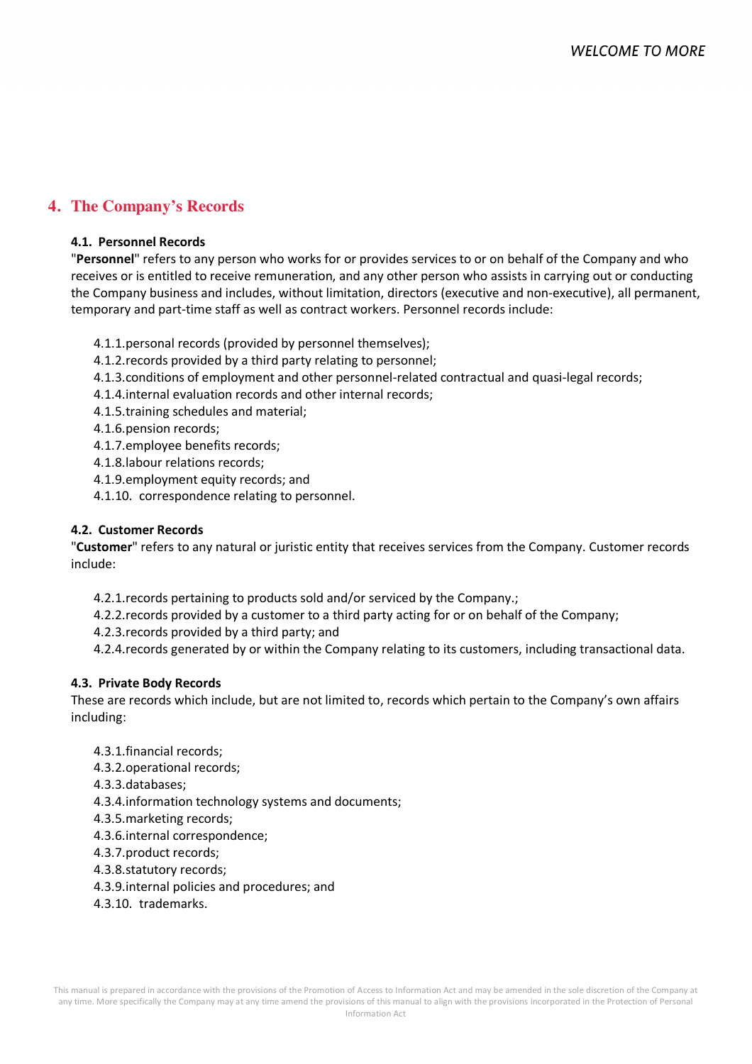## 4. The Company's Records

### 4.1. Personnel Records

"**Personnel**" refers to any person who works for or provides services to or on behalf of the Company and who receives or is entitled to receive remuneration, and any other person who assists in carrying out or conducting the Company business and includes, without limitation, directors (executive and non-executive), all permanent, temporary and part-time staff as well as contract workers. Personnel records include:

4.1.1. personal records (provided by personnel themselves);
4.1.2. records provided by a third party relating to personnel;
4.1.3. conditions of employment and other personnel-related contractual and quasi-legal records;
4.1.4. internal evaluation records and other internal records;
4.1.5. training schedules and material;
4.1.6. pension records;
4.1.7. employee benefits records;
4.1.8. labour relations records;
4.1.9. employment equity records; and
4.1.10. correspondence relating to personnel.

### 4.2. Customer Records

"**Customer**" refers to any natural or juristic entity that receives services from the Company. Customer records include:

4.2.1. records pertaining to products sold and/or serviced by the Company.;
4.2.2. records provided by a customer to a third party acting for or on behalf of the Company;
4.2.3. records provided by a third party; and
4.2.4. records generated by or within the Company relating to its customers, including transactional data.

### 4.3. Private Body Records

These are records which include, but are not limited to, records which pertain to the Company's own affairs including:

4.3.1. financial records;
4.3.2. operational records;
4.3.3. databases;
4.3.4. information technology systems and documents;
4.3.5. marketing records;
4.3.6. internal correspondence;
4.3.7. product records;
4.3.8. statutory records;
4.3.9. internal policies and procedures; and
4.3.10. trademarks.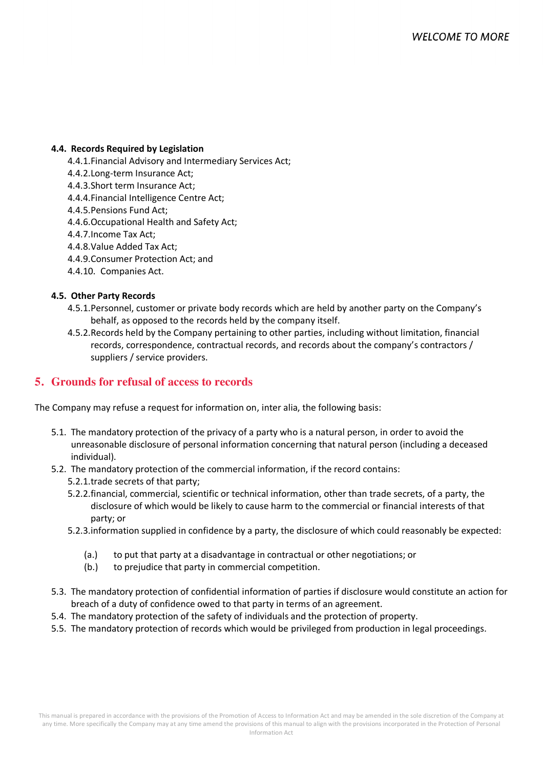**4.4. Records Required by Legislation**

4.4.1. Financial Advisory and Intermediary Services Act;
4.4.2. Long-term Insurance Act;
4.4.3. Short term Insurance Act;
4.4.4. Financial Intelligence Centre Act;
4.4.5. Pensions Fund Act;
4.4.6. Occupational Health and Safety Act;
4.4.7. Income Tax Act;
4.4.8. Value Added Tax Act;
4.4.9. Consumer Protection Act; and
4.4.10. Companies Act.

**4.5. Other Party Records**

4.5.1. Personnel, customer or private body records which are held by another party on the Company's behalf, as opposed to the records held by the company itself.
4.5.2. Records held by the Company pertaining to other parties, including without limitation, financial records, correspondence, contractual records, and records about the company's contractors / suppliers / service providers.

## 5. Grounds for refusal of access to records

The Company may refuse a request for information on, inter alia, the following basis:

5.1. The mandatory protection of the privacy of a party who is a natural person, in order to avoid the unreasonable disclosure of personal information concerning that natural person (including a deceased individual).

5.2. The mandatory protection of the commercial information, if the record contains:

5.2.1. trade secrets of that party;
5.2.2. financial, commercial, scientific or technical information, other than trade secrets, of a party, the disclosure of which would be likely to cause harm to the commercial or financial interests of that party; or
5.2.3. information supplied in confidence by a party, the disclosure of which could reasonably be expected:

(a.) to put that party at a disadvantage in contractual or other negotiations; or
(b.) to prejudice that party in commercial competition.

5.3. The mandatory protection of confidential information of parties if disclosure would constitute an action for breach of a duty of confidence owed to that party in terms of an agreement.

5.4. The mandatory protection of the safety of individuals and the protection of property.

5.5. The mandatory protection of records which would be privileged from production in legal proceedings.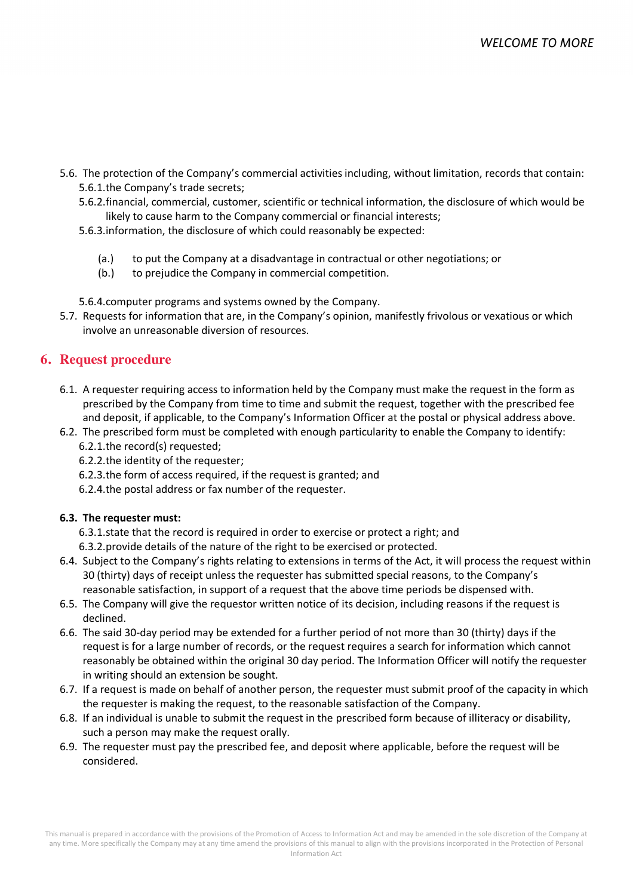5.6. The protection of the Company's commercial activities including, without limitation, records that contain:

   5.6.1. the Company's trade secrets;

   5.6.2. financial, commercial, customer, scientific or technical information, the disclosure of which would be likely to cause harm to the Company commercial or financial interests;

   5.6.3. information, the disclosure of which could reasonably be expected:

      (a.) to put the Company at a disadvantage in contractual or other negotiations; or

      (b.) to prejudice the Company in commercial competition.

   5.6.4. computer programs and systems owned by the Company.

5.7. Requests for information that are, in the Company's opinion, manifestly frivolous or vexatious or which involve an unreasonable diversion of resources.

## 6. Request procedure

6.1. A requester requiring access to information held by the Company must make the request in the form as prescribed by the Company from time to time and submit the request, together with the prescribed fee and deposit, if applicable, to the Company's Information Officer at the postal or physical address above.

6.2. The prescribed form must be completed with enough particularity to enable the Company to identify:

   6.2.1. the record(s) requested;

   6.2.2. the identity of the requester;

   6.2.3. the form of access required, if the request is granted; and

   6.2.4. the postal address or fax number of the requester.

**6.3. The requester must:**

   6.3.1. state that the record is required in order to exercise or protect a right; and

   6.3.2. provide details of the nature of the right to be exercised or protected.

6.4. Subject to the Company's rights relating to extensions in terms of the Act, it will process the request within 30 (thirty) days of receipt unless the requester has submitted special reasons, to the Company's reasonable satisfaction, in support of a request that the above time periods be dispensed with.

6.5. The Company will give the requestor written notice of its decision, including reasons if the request is declined.

6.6. The said 30-day period may be extended for a further period of not more than 30 (thirty) days if the request is for a large number of records, or the request requires a search for information which cannot reasonably be obtained within the original 30 day period. The Information Officer will notify the requester in writing should an extension be sought.

6.7. If a request is made on behalf of another person, the requester must submit proof of the capacity in which the requester is making the request, to the reasonable satisfaction of the Company.

6.8. If an individual is unable to submit the request in the prescribed form because of illiteracy or disability, such a person may make the request orally.

6.9. The requester must pay the prescribed fee, and deposit where applicable, before the request will be considered.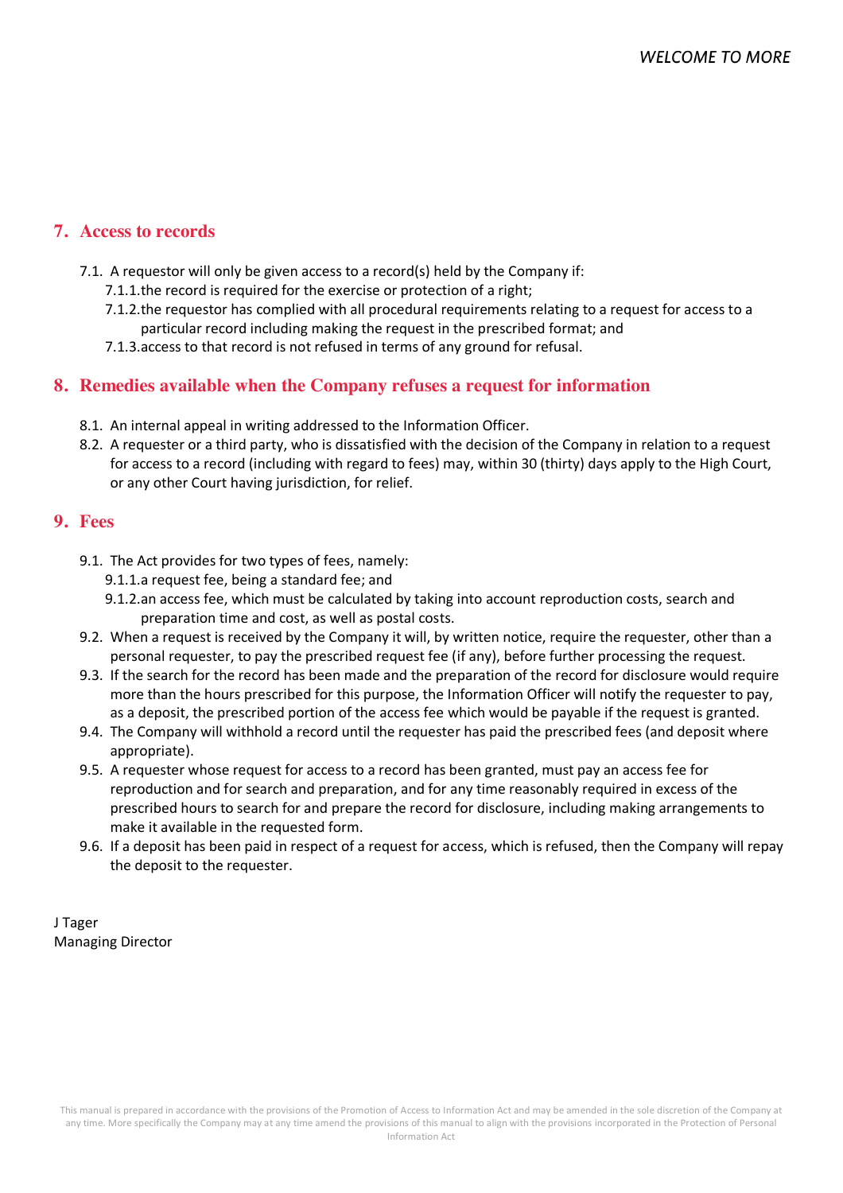## 7. Access to records

7.1. A requestor will only be given access to a record(s) held by the Company if:

7.1.1. the record is required for the exercise or protection of a right;

7.1.2. the requestor has complied with all procedural requirements relating to a request for access to a particular record including making the request in the prescribed format; and

7.1.3. access to that record is not refused in terms of any ground for refusal.

## 8. Remedies available when the Company refuses a request for information

8.1. An internal appeal in writing addressed to the Information Officer.

8.2. A requester or a third party, who is dissatisfied with the decision of the Company in relation to a request for access to a record (including with regard to fees) may, within 30 (thirty) days apply to the High Court, or any other Court having jurisdiction, for relief.

## 9. Fees

9.1. The Act provides for two types of fees, namely:

9.1.1. a request fee, being a standard fee; and

9.1.2. an access fee, which must be calculated by taking into account reproduction costs, search and preparation time and cost, as well as postal costs.

9.2. When a request is received by the Company it will, by written notice, require the requester, other than a personal requester, to pay the prescribed request fee (if any), before further processing the request.

9.3. If the search for the record has been made and the preparation of the record for disclosure would require more than the hours prescribed for this purpose, the Information Officer will notify the requester to pay, as a deposit, the prescribed portion of the access fee which would be payable if the request is granted.

9.4. The Company will withhold a record until the requester has paid the prescribed fees (and deposit where appropriate).

9.5. A requester whose request for access to a record has been granted, must pay an access fee for reproduction and for search and preparation, and for any time reasonably required in excess of the prescribed hours to search for and prepare the record for disclosure, including making arrangements to make it available in the requested form.

9.6. If a deposit has been paid in respect of a request for access, which is refused, then the Company will repay the deposit to the requester.

J Tager
Managing Director